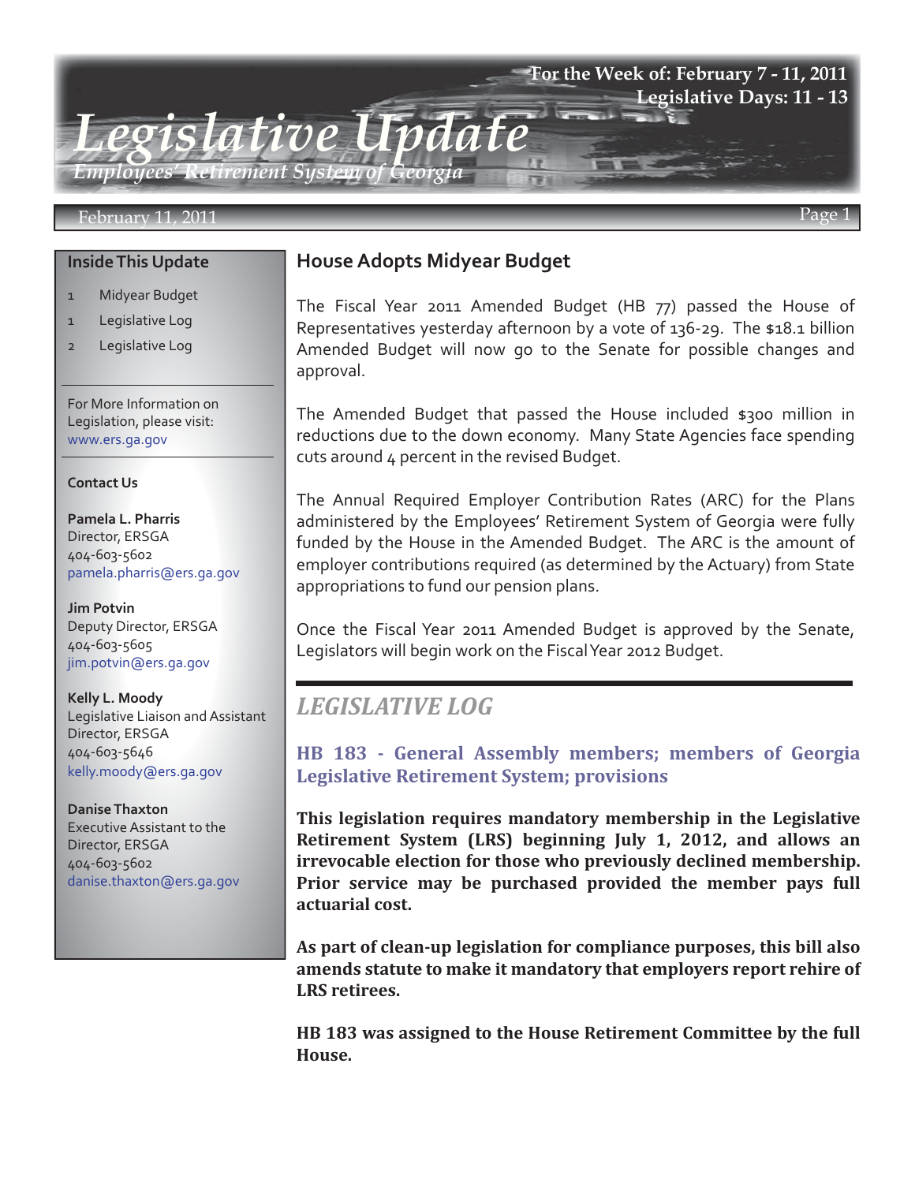# Legislative Update

*Employees' Retirement System of Georgia*

**For the Week of: February 7 - 11, 2011**
**Legislative Days: 11 - 13**

February 11, 2011

## Inside This Update

1 Midyear Budget
1 Legislative Log
2 Legislative Log

For More Information on Legislation, please visit: www.ers.ga.gov

**Contact Us**

**Pamela L. Pharris**
Director, ERSGA
404-603-5602
pamela.pharris@ers.ga.gov

**Jim Potvin**
Deputy Director, ERSGA
404-603-5605
jim.potvin@ers.ga.gov

**Kelly L. Moody**
Legislative Liaison and Assistant Director, ERSGA
404-603-5646
kelly.moody@ers.ga.gov

**Danise Thaxton**
Executive Assistant to the Director, ERSGA
404-603-5602
danise.thaxton@ers.ga.gov

## House Adopts Midyear Budget

The Fiscal Year 2011 Amended Budget (HB 77) passed the House of Representatives yesterday afternoon by a vote of 136-29. The $18.1 billion Amended Budget will now go to the Senate for possible changes and approval.

The Amended Budget that passed the House included $300 million in reductions due to the down economy. Many State Agencies face spending cuts around 4 percent in the revised Budget.

The Annual Required Employer Contribution Rates (ARC) for the Plans administered by the Employees' Retirement System of Georgia were fully funded by the House in the Amended Budget. The ARC is the amount of employer contributions required (as determined by the Actuary) from State appropriations to fund our pension plans.

Once the Fiscal Year 2011 Amended Budget is approved by the Senate, Legislators will begin work on the Fiscal Year 2012 Budget.

## *LEGISLATIVE LOG*

### HB 183 - General Assembly members; members of Georgia Legislative Retirement System; provisions

**This legislation requires mandatory membership in the Legislative Retirement System (LRS) beginning July 1, 2012, and allows an irrevocable election for those who previously declined membership. Prior service may be purchased provided the member pays full actuarial cost.**

**As part of clean-up legislation for compliance purposes, this bill also amends statute to make it mandatory that employers report rehire of LRS retirees.**

**HB 183 was assigned to the House Retirement Committee by the full House.**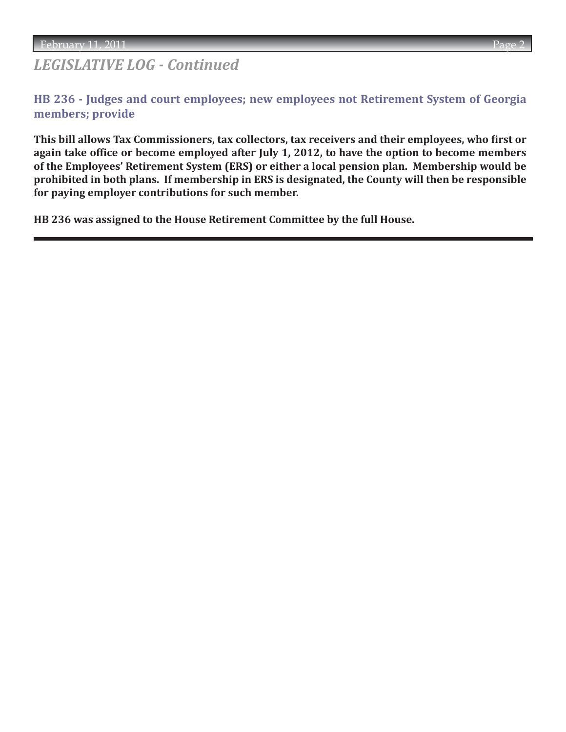## *LEGISLATIVE LOG - Continued*

### HB 236 - Judges and court employees; new employees not Retirement System of Georgia members; provide

**This bill allows Tax Commissioners, tax collectors, tax receivers and their employees, who first or again take office or become employed after July 1, 2012, to have the option to become members of the Employees' Retirement System (ERS) or either a local pension plan. Membership would be prohibited in both plans. If membership in ERS is designated, the County will then be responsible for paying employer contributions for such member.**

**HB 236 was assigned to the House Retirement Committee by the full House.**